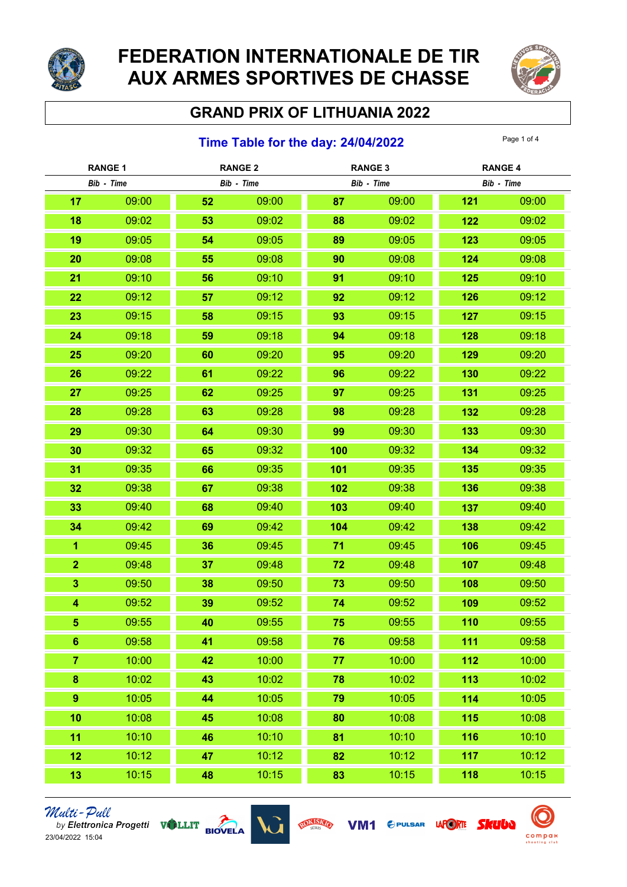# FEDERATION INTERNATIONALE DE TIR AUX ARMES SPORTIVES DE CHASSE

## GRAND PRIX OF LITHUANIA 2022

### Time Table for the day: 24/04/2022

| RANGE 1 | | RANGE 2 | | RANGE 3 | | RANGE 4 | |
|---|---|---|---|---|---|---|---|
| *Bib* | *Time* | *Bib* | *Time* | *Bib* | *Time* | *Bib* | *Time* |
| **17** | 09:00 | **52** | 09:00 | **87** | 09:00 | **121** | 09:00 |
| **18** | 09:02 | **53** | 09:02 | **88** | 09:02 | **122** | 09:02 |
| **19** | 09:05 | **54** | 09:05 | **89** | 09:05 | **123** | 09:05 |
| **20** | 09:08 | **55** | 09:08 | **90** | 09:08 | **124** | 09:08 |
| **21** | 09:10 | **56** | 09:10 | **91** | 09:10 | **125** | 09:10 |
| **22** | 09:12 | **57** | 09:12 | **92** | 09:12 | **126** | 09:12 |
| **23** | 09:15 | **58** | 09:15 | **93** | 09:15 | **127** | 09:15 |
| **24** | 09:18 | **59** | 09:18 | **94** | 09:18 | **128** | 09:18 |
| **25** | 09:20 | **60** | 09:20 | **95** | 09:20 | **129** | 09:20 |
| **26** | 09:22 | **61** | 09:22 | **96** | 09:22 | **130** | 09:22 |
| **27** | 09:25 | **62** | 09:25 | **97** | 09:25 | **131** | 09:25 |
| **28** | 09:28 | **63** | 09:28 | **98** | 09:28 | **132** | 09:28 |
| **29** | 09:30 | **64** | 09:30 | **99** | 09:30 | **133** | 09:30 |
| **30** | 09:32 | **65** | 09:32 | **100** | 09:32 | **134** | 09:32 |
| **31** | 09:35 | **66** | 09:35 | **101** | 09:35 | **135** | 09:35 |
| **32** | 09:38 | **67** | 09:38 | **102** | 09:38 | **136** | 09:38 |
| **33** | 09:40 | **68** | 09:40 | **103** | 09:40 | **137** | 09:40 |
| **34** | 09:42 | **69** | 09:42 | **104** | 09:42 | **138** | 09:42 |
| **1** | 09:45 | **36** | 09:45 | **71** | 09:45 | **106** | 09:45 |
| **2** | 09:48 | **37** | 09:48 | **72** | 09:48 | **107** | 09:48 |
| **3** | 09:50 | **38** | 09:50 | **73** | 09:50 | **108** | 09:50 |
| **4** | 09:52 | **39** | 09:52 | **74** | 09:52 | **109** | 09:52 |
| **5** | 09:55 | **40** | 09:55 | **75** | 09:55 | **110** | 09:55 |
| **6** | 09:58 | **41** | 09:58 | **76** | 09:58 | **111** | 09:58 |
| **7** | 10:00 | **42** | 10:00 | **77** | 10:00 | **112** | 10:00 |
| **8** | 10:02 | **43** | 10:02 | **78** | 10:02 | **113** | 10:02 |
| **9** | 10:05 | **44** | 10:05 | **79** | 10:05 | **114** | 10:05 |
| **10** | 10:08 | **45** | 10:08 | **80** | 10:08 | **115** | 10:08 |
| **11** | 10:10 | **46** | 10:10 | **81** | 10:10 | **116** | 10:10 |
| **12** | 10:12 | **47** | 10:12 | **82** | 10:12 | **117** | 10:12 |
| **13** | 10:15 | **48** | 10:15 | **83** | 10:15 | **118** | 10:15 |

*Multi-Pull* by *Elettronica Progetti*
23/04/2022 15:04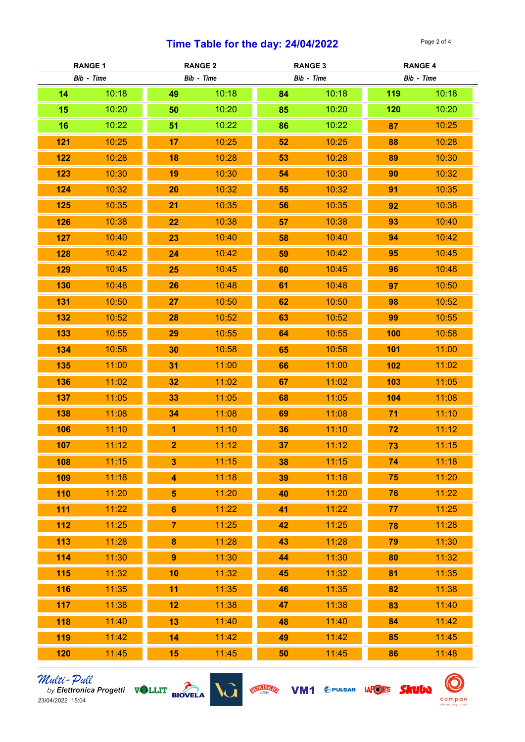# Time Table for the day: 24/04/2022

| RANGE 1 | | RANGE 2 | | RANGE 3 | | RANGE 4 | |
|---|---|---|---|---|---|---|---|
| *Bib* | *Time* | *Bib* | *Time* | *Bib* | *Time* | *Bib* | *Time* |
| 14 | 10:18 | 49 | 10:18 | 84 | 10:18 | 119 | 10:18 |
| 15 | 10:20 | 50 | 10:20 | 85 | 10:20 | 120 | 10:20 |
| 16 | 10:22 | 51 | 10:22 | 86 | 10:22 | 87 | 10:25 |
| 121 | 10:25 | 17 | 10:25 | 52 | 10:25 | 88 | 10:28 |
| 122 | 10:28 | 18 | 10:28 | 53 | 10:28 | 89 | 10:30 |
| 123 | 10:30 | 19 | 10:30 | 54 | 10:30 | 90 | 10:32 |
| 124 | 10:32 | 20 | 10:32 | 55 | 10:32 | 91 | 10:35 |
| 125 | 10:35 | 21 | 10:35 | 56 | 10:35 | 92 | 10:38 |
| 126 | 10:38 | 22 | 10:38 | 57 | 10:38 | 93 | 10:40 |
| 127 | 10:40 | 23 | 10:40 | 58 | 10:40 | 94 | 10:42 |
| 128 | 10:42 | 24 | 10:42 | 59 | 10:42 | 95 | 10:45 |
| 129 | 10:45 | 25 | 10:45 | 60 | 10:45 | 96 | 10:48 |
| 130 | 10:48 | 26 | 10:48 | 61 | 10:48 | 97 | 10:50 |
| 131 | 10:50 | 27 | 10:50 | 62 | 10:50 | 98 | 10:52 |
| 132 | 10:52 | 28 | 10:52 | 63 | 10:52 | 99 | 10:55 |
| 133 | 10:55 | 29 | 10:55 | 64 | 10:55 | 100 | 10:58 |
| 134 | 10:58 | 30 | 10:58 | 65 | 10:58 | 101 | 11:00 |
| 135 | 11:00 | 31 | 11:00 | 66 | 11:00 | 102 | 11:02 |
| 136 | 11:02 | 32 | 11:02 | 67 | 11:02 | 103 | 11:05 |
| 137 | 11:05 | 33 | 11:05 | 68 | 11:05 | 104 | 11:08 |
| 138 | 11:08 | 34 | 11:08 | 69 | 11:08 | 71 | 11:10 |
| 106 | 11:10 | 1 | 11:10 | 36 | 11:10 | 72 | 11:12 |
| 107 | 11:12 | 2 | 11:12 | 37 | 11:12 | 73 | 11:15 |
| 108 | 11:15 | 3 | 11:15 | 38 | 11:15 | 74 | 11:18 |
| 109 | 11:18 | 4 | 11:18 | 39 | 11:18 | 75 | 11:20 |
| 110 | 11:20 | 5 | 11:20 | 40 | 11:20 | 76 | 11:22 |
| 111 | 11:22 | 6 | 11:22 | 41 | 11:22 | 77 | 11:25 |
| 112 | 11:25 | 7 | 11:25 | 42 | 11:25 | 78 | 11:28 |
| 113 | 11:28 | 8 | 11:28 | 43 | 11:28 | 79 | 11:30 |
| 114 | 11:30 | 9 | 11:30 | 44 | 11:30 | 80 | 11:32 |
| 115 | 11:32 | 10 | 11:32 | 45 | 11:32 | 81 | 11:35 |
| 116 | 11:35 | 11 | 11:35 | 46 | 11:35 | 82 | 11:38 |
| 117 | 11:38 | 12 | 11:38 | 47 | 11:38 | 83 | 11:40 |
| 118 | 11:40 | 13 | 11:40 | 48 | 11:40 | 84 | 11:42 |
| 119 | 11:42 | 14 | 11:42 | 49 | 11:42 | 85 | 11:45 |
| 120 | 11:45 | 15 | 11:45 | 50 | 11:45 | 86 | 11:48 |

*Multi-Pull*
by *Elettronica Progetti*
23/04/2022 15:04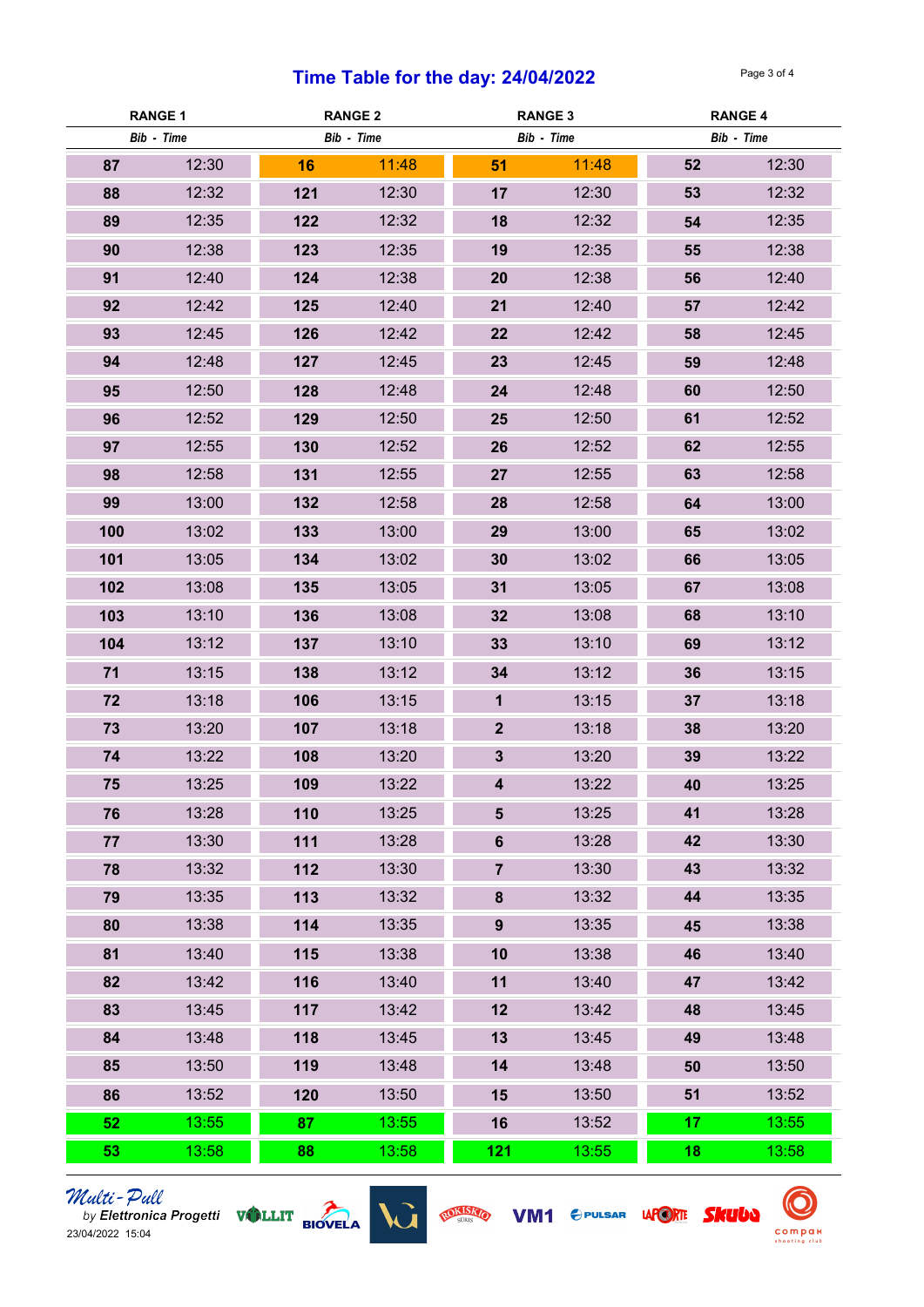# Time Table for the day: 24/04/2022

| RANGE 1 | | RANGE 2 | | RANGE 3 | | RANGE 4 | |
|---|---|---|---|---|---|---|---|
| *Bib* | *Time* | *Bib* | *Time* | *Bib* | *Time* | *Bib* | *Time* |
| **87** | 12:30 | **16** | 11:48 | **51** | 11:48 | **52** | 12:30 |
| **88** | 12:32 | **121** | 12:30 | **17** | 12:30 | **53** | 12:32 |
| **89** | 12:35 | **122** | 12:32 | **18** | 12:32 | **54** | 12:35 |
| **90** | 12:38 | **123** | 12:35 | **19** | 12:35 | **55** | 12:38 |
| **91** | 12:40 | **124** | 12:38 | **20** | 12:38 | **56** | 12:40 |
| **92** | 12:42 | **125** | 12:40 | **21** | 12:40 | **57** | 12:42 |
| **93** | 12:45 | **126** | 12:42 | **22** | 12:42 | **58** | 12:45 |
| **94** | 12:48 | **127** | 12:45 | **23** | 12:45 | **59** | 12:48 |
| **95** | 12:50 | **128** | 12:48 | **24** | 12:48 | **60** | 12:50 |
| **96** | 12:52 | **129** | 12:50 | **25** | 12:50 | **61** | 12:52 |
| **97** | 12:55 | **130** | 12:52 | **26** | 12:52 | **62** | 12:55 |
| **98** | 12:58 | **131** | 12:55 | **27** | 12:55 | **63** | 12:58 |
| **99** | 13:00 | **132** | 12:58 | **28** | 12:58 | **64** | 13:00 |
| **100** | 13:02 | **133** | 13:00 | **29** | 13:00 | **65** | 13:02 |
| **101** | 13:05 | **134** | 13:02 | **30** | 13:02 | **66** | 13:05 |
| **102** | 13:08 | **135** | 13:05 | **31** | 13:05 | **67** | 13:08 |
| **103** | 13:10 | **136** | 13:08 | **32** | 13:08 | **68** | 13:10 |
| **104** | 13:12 | **137** | 13:10 | **33** | 13:10 | **69** | 13:12 |
| **71** | 13:15 | **138** | 13:12 | **34** | 13:12 | **36** | 13:15 |
| **72** | 13:18 | **106** | 13:15 | **1** | 13:15 | **37** | 13:18 |
| **73** | 13:20 | **107** | 13:18 | **2** | 13:18 | **38** | 13:20 |
| **74** | 13:22 | **108** | 13:20 | **3** | 13:20 | **39** | 13:22 |
| **75** | 13:25 | **109** | 13:22 | **4** | 13:22 | **40** | 13:25 |
| **76** | 13:28 | **110** | 13:25 | **5** | 13:25 | **41** | 13:28 |
| **77** | 13:30 | **111** | 13:28 | **6** | 13:28 | **42** | 13:30 |
| **78** | 13:32 | **112** | 13:30 | **7** | 13:30 | **43** | 13:32 |
| **79** | 13:35 | **113** | 13:32 | **8** | 13:32 | **44** | 13:35 |
| **80** | 13:38 | **114** | 13:35 | **9** | 13:35 | **45** | 13:38 |
| **81** | 13:40 | **115** | 13:38 | **10** | 13:38 | **46** | 13:40 |
| **82** | 13:42 | **116** | 13:40 | **11** | 13:40 | **47** | 13:42 |
| **83** | 13:45 | **117** | 13:42 | **12** | 13:42 | **48** | 13:45 |
| **84** | 13:48 | **118** | 13:45 | **13** | 13:45 | **49** | 13:48 |
| **85** | 13:50 | **119** | 13:48 | **14** | 13:48 | **50** | 13:50 |
| **86** | 13:52 | **120** | 13:50 | **15** | 13:50 | **51** | 13:52 |
| **52** | 13:55 | **87** | 13:55 | **16** | 13:52 | **17** | 13:55 |
| **53** | 13:58 | **88** | 13:58 | **121** | 13:55 | **18** | 13:58 |

*Multi-Pull* by *Elettronica Progetti*
23/04/2022 15:04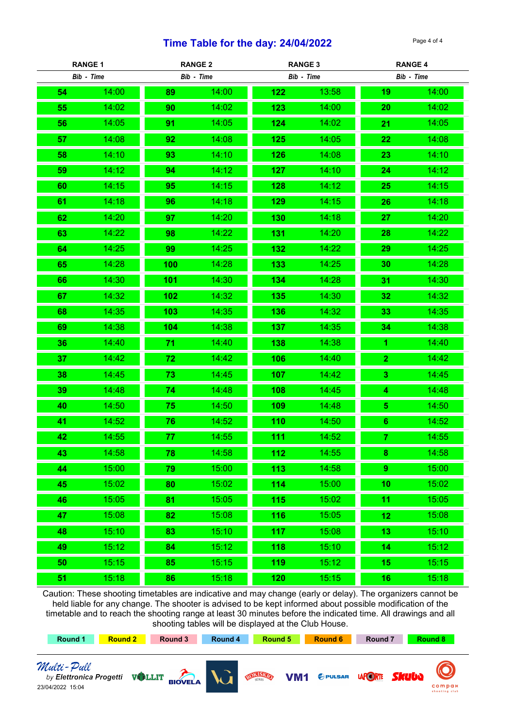## Time Table for the day: 24/04/2022

| RANGE 1 | | RANGE 2 | | RANGE 3 | | RANGE 4 | |
|---|---|---|---|---|---|---|---|
| *Bib* | *Time* | *Bib* | *Time* | *Bib* | *Time* | *Bib* | *Time* |
| **54** | 14:00 | **89** | 14:00 | **122** | 13:58 | **19** | 14:00 |
| **55** | 14:02 | **90** | 14:02 | **123** | 14:00 | **20** | 14:02 |
| **56** | 14:05 | **91** | 14:05 | **124** | 14:02 | **21** | 14:05 |
| **57** | 14:08 | **92** | 14:08 | **125** | 14:05 | **22** | 14:08 |
| **58** | 14:10 | **93** | 14:10 | **126** | 14:08 | **23** | 14:10 |
| **59** | 14:12 | **94** | 14:12 | **127** | 14:10 | **24** | 14:12 |
| **60** | 14:15 | **95** | 14:15 | **128** | 14:12 | **25** | 14:15 |
| **61** | 14:18 | **96** | 14:18 | **129** | 14:15 | **26** | 14:18 |
| **62** | 14:20 | **97** | 14:20 | **130** | 14:18 | **27** | 14:20 |
| **63** | 14:22 | **98** | 14:22 | **131** | 14:20 | **28** | 14:22 |
| **64** | 14:25 | **99** | 14:25 | **132** | 14:22 | **29** | 14:25 |
| **65** | 14:28 | **100** | 14:28 | **133** | 14:25 | **30** | 14:28 |
| **66** | 14:30 | **101** | 14:30 | **134** | 14:28 | **31** | 14:30 |
| **67** | 14:32 | **102** | 14:32 | **135** | 14:30 | **32** | 14:32 |
| **68** | 14:35 | **103** | 14:35 | **136** | 14:32 | **33** | 14:35 |
| **69** | 14:38 | **104** | 14:38 | **137** | 14:35 | **34** | 14:38 |
| **36** | 14:40 | **71** | 14:40 | **138** | 14:38 | **1** | 14:40 |
| **37** | 14:42 | **72** | 14:42 | **106** | 14:40 | **2** | 14:42 |
| **38** | 14:45 | **73** | 14:45 | **107** | 14:42 | **3** | 14:45 |
| **39** | 14:48 | **74** | 14:48 | **108** | 14:45 | **4** | 14:48 |
| **40** | 14:50 | **75** | 14:50 | **109** | 14:48 | **5** | 14:50 |
| **41** | 14:52 | **76** | 14:52 | **110** | 14:50 | **6** | 14:52 |
| **42** | 14:55 | **77** | 14:55 | **111** | 14:52 | **7** | 14:55 |
| **43** | 14:58 | **78** | 14:58 | **112** | 14:55 | **8** | 14:58 |
| **44** | 15:00 | **79** | 15:00 | **113** | 14:58 | **9** | 15:00 |
| **45** | 15:02 | **80** | 15:02 | **114** | 15:00 | **10** | 15:02 |
| **46** | 15:05 | **81** | 15:05 | **115** | 15:02 | **11** | 15:05 |
| **47** | 15:08 | **82** | 15:08 | **116** | 15:05 | **12** | 15:08 |
| **48** | 15:10 | **83** | 15:10 | **117** | 15:08 | **13** | 15:10 |
| **49** | 15:12 | **84** | 15:12 | **118** | 15:10 | **14** | 15:12 |
| **50** | 15:15 | **85** | 15:15 | **119** | 15:12 | **15** | 15:15 |
| **51** | 15:18 | **86** | 15:18 | **120** | 15:15 | **16** | 15:18 |

Caution: These shooting timetables are indicative and may change (early or delay). The organizers cannot be held liable for any change. The shooter is advised to be kept informed about possible modification of the timetable and to reach the shooting range at least 30 minutes before the indicated time. All drawings and all shooting tables will be displayed at the Club House.

**Round 1** **Round 2** **Round 3** **Round 4** **Round 5** **Round 6** **Round 7** **Round 8**

Multi-Pull by *Elettronica Progetti*

23/04/2022 15:04